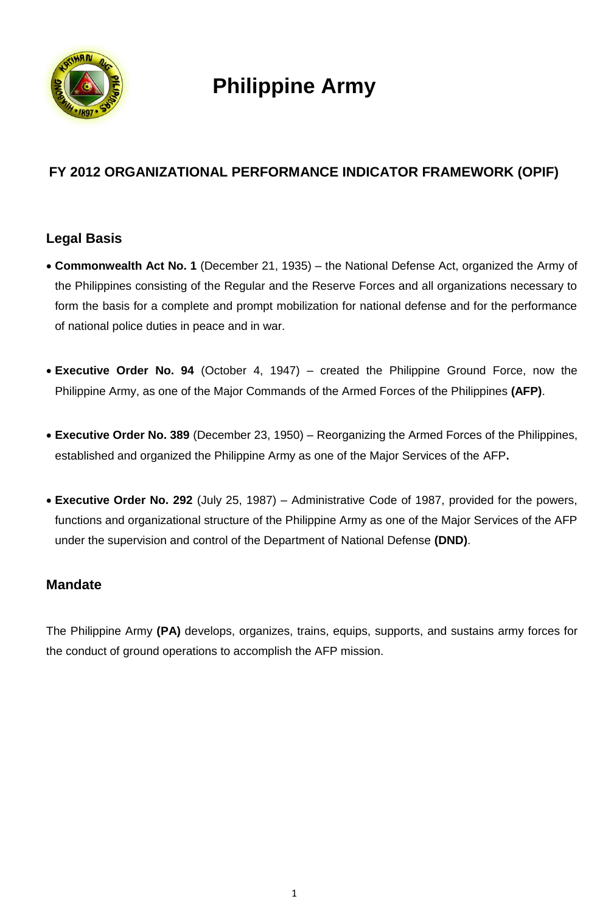# Philippine Army

## FY 2012 ORGANIZATIONAL PERFORMANCE INDICATOR FRAMEWORK (OPIF)

### Legal Basis

- **Commonwealth Act No. 1** (December 21, 1935) – the National Defense Act, organized the Army of the Philippines consisting of the Regular and the Reserve Forces and all organizations necessary to form the basis for a complete and prompt mobilization for national defense and for the performance of national police duties in peace and in war.

- **Executive Order No. 94** (October 4, 1947) – created the Philippine Ground Force, now the Philippine Army, as one of the Major Commands of the Armed Forces of the Philippines **(AFP)**.

- **Executive Order No. 389** (December 23, 1950) – Reorganizing the Armed Forces of the Philippines, established and organized the Philippine Army as one of the Major Services of the AFP**.**

- **Executive Order No. 292** (July 25, 1987) – Administrative Code of 1987, provided for the powers, functions and organizational structure of the Philippine Army as one of the Major Services of the AFP under the supervision and control of the Department of National Defense **(DND)**.

### Mandate

The Philippine Army **(PA)** develops, organizes, trains, equips, supports, and sustains army forces for the conduct of ground operations to accomplish the AFP mission.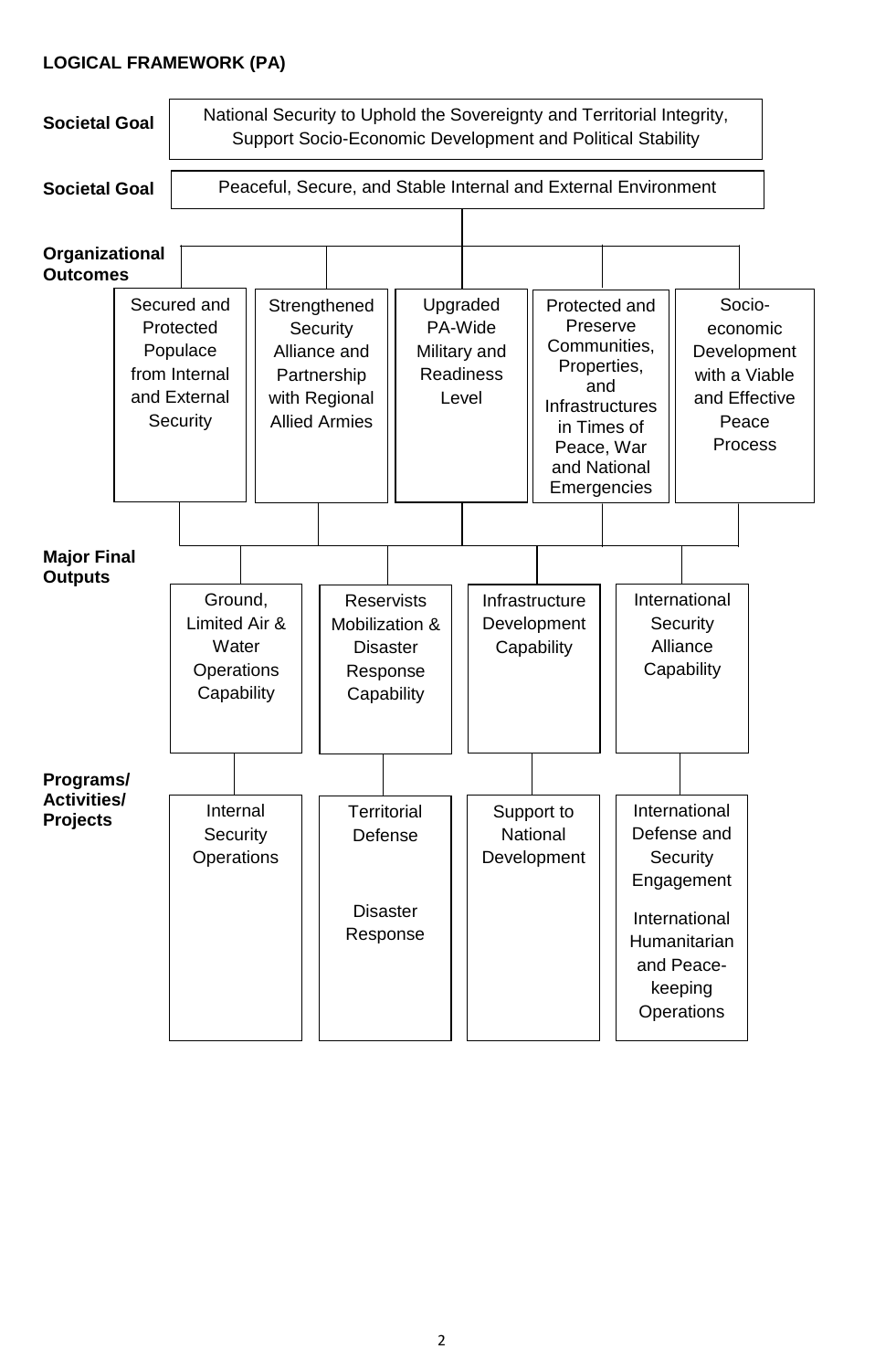**LOGICAL FRAMEWORK (PA)**

**Societal Goal**

National Security to Uphold the Sovereignty and Territorial Integrity, Support Socio-Economic Development and Political Stability

**Societal Goal**

Peaceful, Secure, and Stable Internal and External Environment

**Organizational Outcomes**

- Secured and Protected Populace from Internal and External Security
- Strengthened Security Alliance and Partnership with Regional Allied Armies
- Upgraded PA-Wide Military and Readiness Level
- Protected and Preserve Communities, Properties, and Infrastructures in Times of Peace, War and National Emergencies
- Socio-economic Development with a Viable and Effective Peace Process

**Major Final Outputs**

| Ground, Limited Air & Water Operations Capability | Reservists Mobilization & Disaster Response Capability | Infrastructure Development Capability | International Security Alliance Capability |
| --- | --- | --- | --- |

**Programs/ Activities/ Projects**

| Internal Security Operations | Territorial Defense<br><br>Disaster Response | Support to National Development | International Defense and Security Engagement<br><br>International Humanitarian and Peace-keeping Operations |
| --- | --- | --- | --- |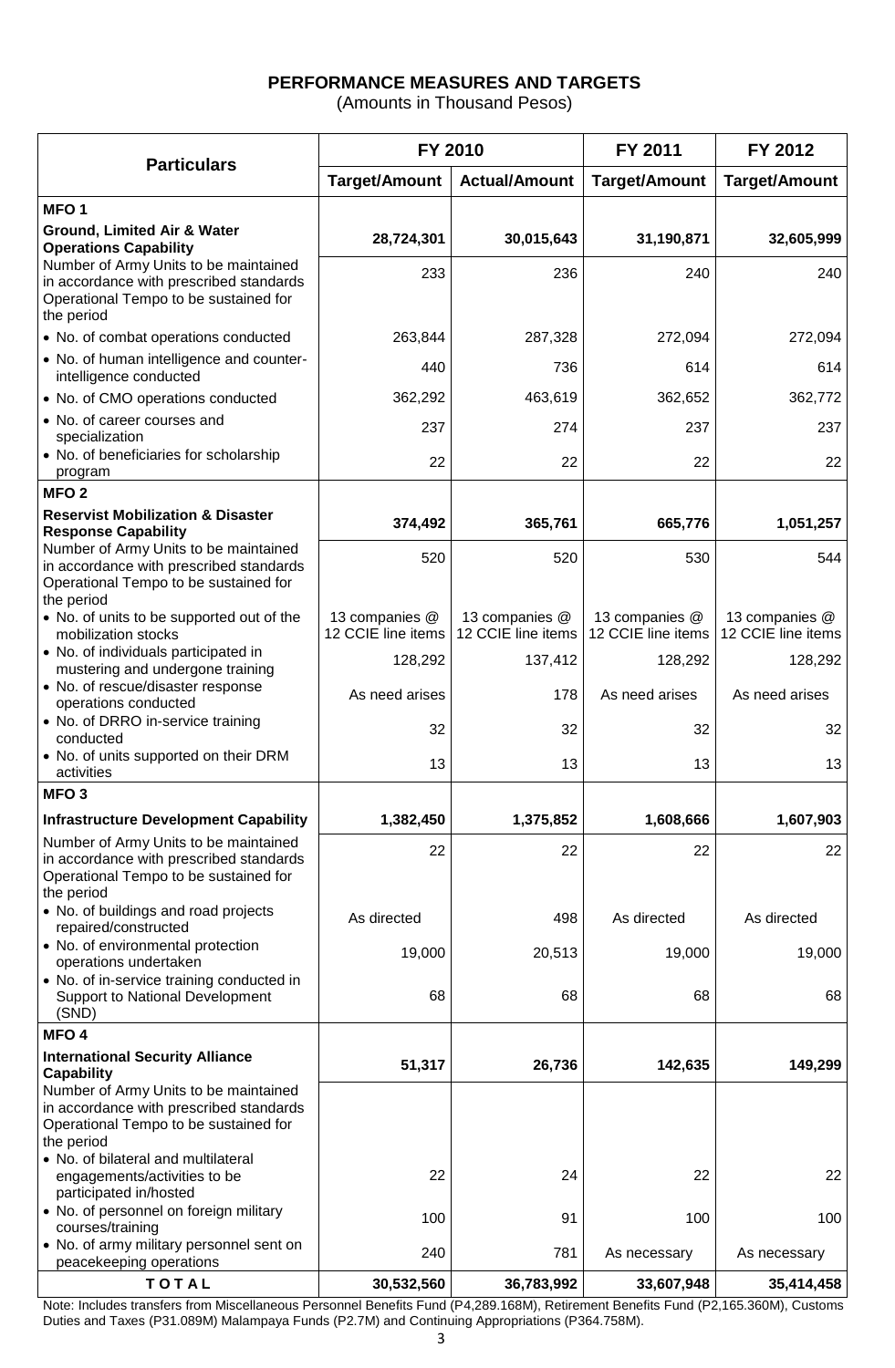## PERFORMANCE MEASURES AND TARGETS

(Amounts in Thousand Pesos)

| Particulars | FY 2010 | | FY 2011 | FY 2012 |
|---|---|---|---|---|
| | Target/Amount | Actual/Amount | Target/Amount | Target/Amount |
| **MFO 1** | | | | |
| **Ground, Limited Air & Water Operations Capability** | **28,724,301** | **30,015,643** | **31,190,871** | **32,605,999** |
| Number of Army Units to be maintained in accordance with prescribed standards Operational Tempo to be sustained for the period | 233 | 236 | 240 | 240 |
| • No. of combat operations conducted | 263,844 | 287,328 | 272,094 | 272,094 |
| • No. of human intelligence and counter-intelligence conducted | 440 | 736 | 614 | 614 |
| • No. of CMO operations conducted | 362,292 | 463,619 | 362,652 | 362,772 |
| • No. of career courses and specialization | 237 | 274 | 237 | 237 |
| • No. of beneficiaries for scholarship program | 22 | 22 | 22 | 22 |
| **MFO 2** | | | | |
| **Reservist Mobilization & Disaster Response Capability** | **374,492** | **365,761** | **665,776** | **1,051,257** |
| Number of Army Units to be maintained in accordance with prescribed standards Operational Tempo to be sustained for the period | 520 | 520 | 530 | 544 |
| • No. of units to be supported out of the mobilization stocks | 13 companies @ 12 CCIE line items | 13 companies @ 12 CCIE line items | 13 companies @ 12 CCIE line items | 13 companies @ 12 CCIE line items |
| • No. of individuals participated in mustering and undergone training | 128,292 | 137,412 | 128,292 | 128,292 |
| • No. of rescue/disaster response operations conducted | As need arises | 178 | As need arises | As need arises |
| • No. of DRRO in-service training conducted | 32 | 32 | 32 | 32 |
| • No. of units supported on their DRM activities | 13 | 13 | 13 | 13 |
| **MFO 3** | | | | |
| **Infrastructure Development Capability** | **1,382,450** | **1,375,852** | **1,608,666** | **1,607,903** |
| Number of Army Units to be maintained in accordance with prescribed standards Operational Tempo to be sustained for the period | 22 | 22 | 22 | 22 |
| • No. of buildings and road projects repaired/constructed | As directed | 498 | As directed | As directed |
| • No. of environmental protection operations undertaken | 19,000 | 20,513 | 19,000 | 19,000 |
| • No. of in-service training conducted in Support to National Development (SND) | 68 | 68 | 68 | 68 |
| **MFO 4** | | | | |
| **International Security Alliance Capability** | **51,317** | **26,736** | **142,635** | **149,299** |
| Number of Army Units to be maintained in accordance with prescribed standards Operational Tempo to be sustained for the period | | | | |
| • No. of bilateral and multilateral engagements/activities to be participated in/hosted | 22 | 24 | 22 | 22 |
| • No. of personnel on foreign military courses/training | 100 | 91 | 100 | 100 |
| • No. of army military personnel sent on peacekeeping operations | 240 | 781 | As necessary | As necessary |
| **T O T A L** | **30,532,560** | **36,783,992** | **33,607,948** | **35,414,458** |

Note: Includes transfers from Miscellaneous Personnel Benefits Fund (P4,289.168M), Retirement Benefits Fund (P2,165.360M), Customs Duties and Taxes (P31.089M) Malampaya Funds (P2.7M) and Continuing Appropriations (P364.758M).